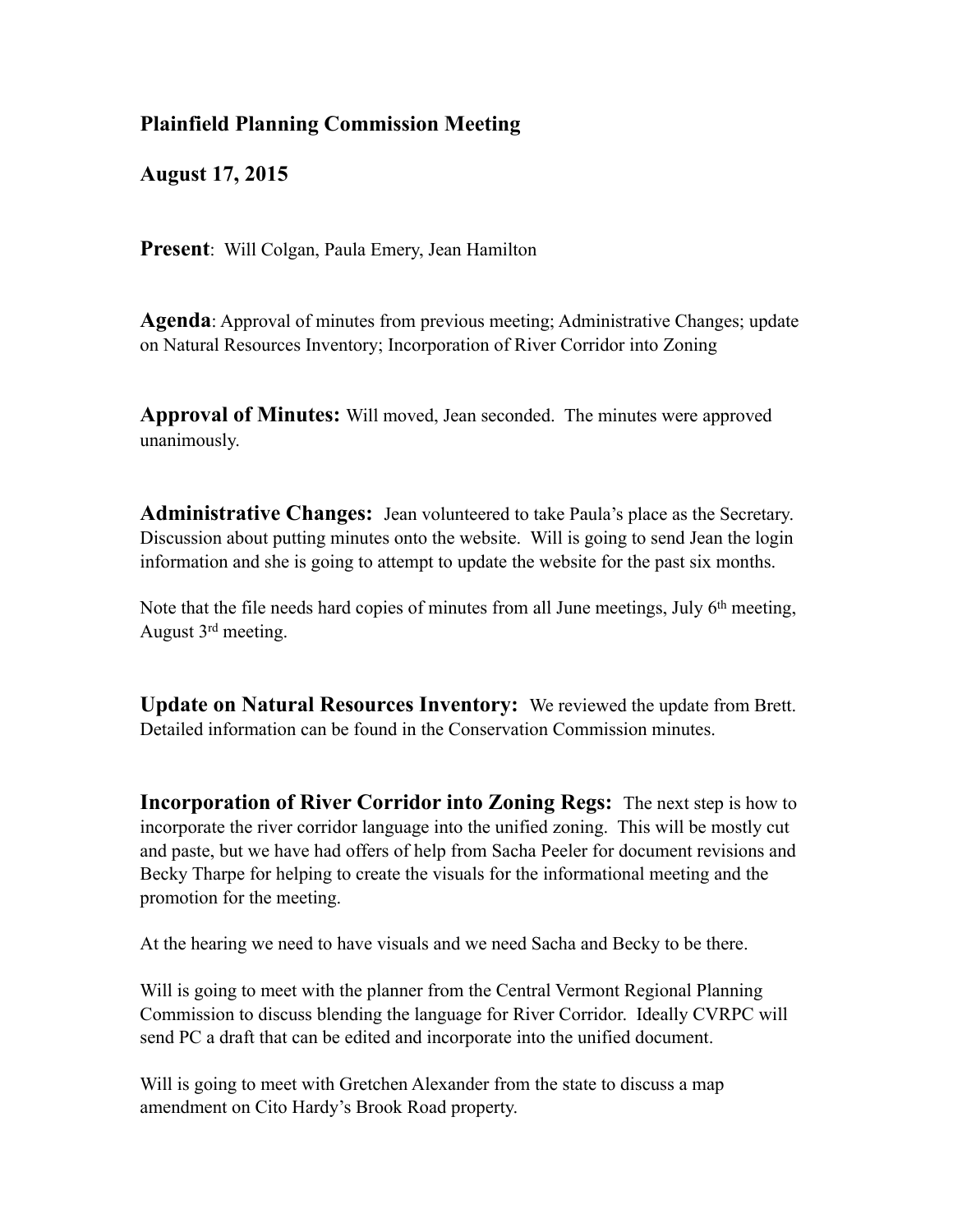## Plainfield Planning Commission Meeting

## August 17, 2015

**Present**: Will Colgan, Paula Emery, Jean Hamilton

**Agenda**: Approval of minutes from previous meeting; Administrative Changes; update on Natural Resources Inventory; Incorporation of River Corridor into Zoning

**Approval of Minutes:** Will moved, Jean seconded. The minutes were approved unanimously.

**Administrative Changes:** Jean volunteered to take Paula's place as the Secretary. Discussion about putting minutes onto the website. Will is going to send Jean the login information and she is going to attempt to update the website for the past six months.

Note that the file needs hard copies of minutes from all June meetings, July 6th meeting, August 3rd meeting.

**Update on Natural Resources Inventory:** We reviewed the update from Brett. Detailed information can be found in the Conservation Commission minutes.

**Incorporation of River Corridor into Zoning Regs:** The next step is how to incorporate the river corridor language into the unified zoning. This will be mostly cut and paste, but we have had offers of help from Sacha Peeler for document revisions and Becky Tharpe for helping to create the visuals for the informational meeting and the promotion for the meeting.

At the hearing we need to have visuals and we need Sacha and Becky to be there.

Will is going to meet with the planner from the Central Vermont Regional Planning Commission to discuss blending the language for River Corridor. Ideally CVRPC will send PC a draft that can be edited and incorporate into the unified document.

Will is going to meet with Gretchen Alexander from the state to discuss a map amendment on Cito Hardy's Brook Road property.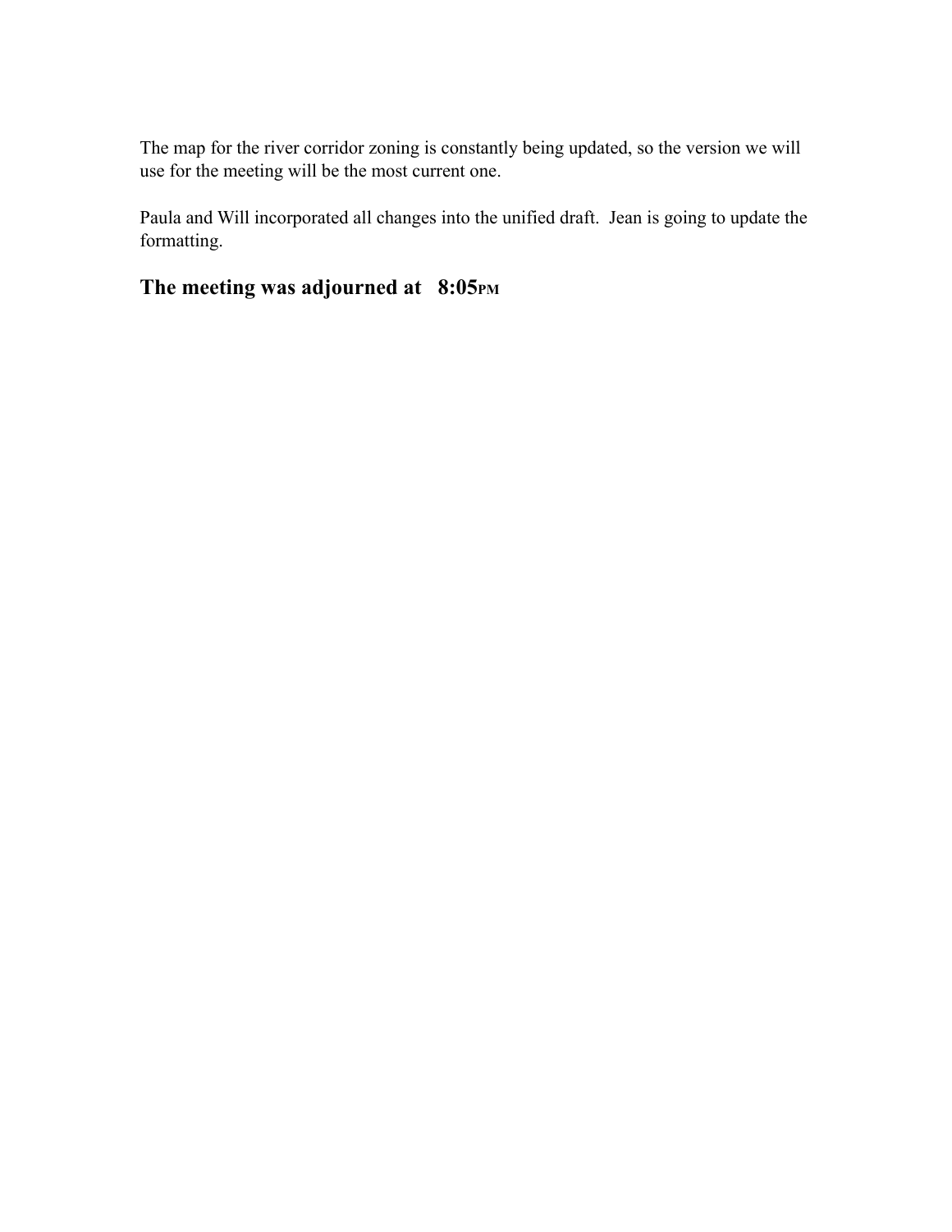The map for the river corridor zoning is constantly being updated, so the version we will use for the meeting will be the most current one.

Paula and Will incorporated all changes into the unified draft.  Jean is going to update the formatting.

## The meeting was adjourned at   8:05PM